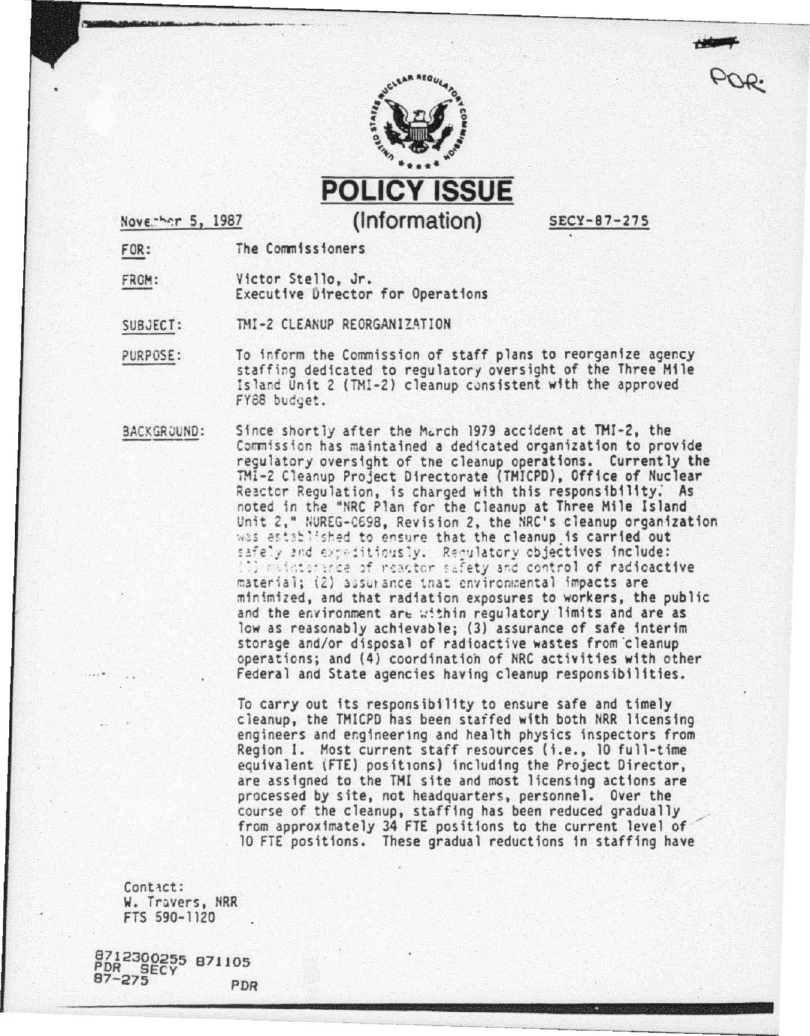# POLICY ISSUE

## (Information)

November 5, 1987 SECY-87-275

FOR: The Commissioners

FROM: Victor Stello, Jr.
Executive Director for Operations

SUBJECT: TMI-2 CLEANUP REORGANIZATION

PURPOSE: To inform the Commission of staff plans to reorganize agency staffing dedicated to regulatory oversight of the Three Mile Island Unit 2 (TMI-2) cleanup consistent with the approved FY88 budget.

BACKGROUND: Since shortly after the March 1979 accident at TMI-2, the Commission has maintained a dedicated organization to provide regulatory oversight of the cleanup operations. Currently the TMI-2 Cleanup Project Directorate (TMICPD), Office of Nuclear Reactor Regulation, is charged with this responsibility. As noted in the "NRC Plan for the Cleanup at Three Mile Island Unit 2," NUREG-0698, Revision 2, the NRC's cleanup organization was established to ensure that the cleanup is carried out safely and expeditiously. Regulatory objectives include: (1) maintenance of reactor safety and control of radioactive material; (2) assurance that environmental impacts are minimized, and that radiation exposures to workers, the public and the environment are within regulatory limits and are as low as reasonably achievable; (3) assurance of safe interim storage and/or disposal of radioactive wastes from cleanup operations; and (4) coordination of NRC activities with other Federal and State agencies having cleanup responsibilities.

To carry out its responsibility to ensure safe and timely cleanup, the TMICPD has been staffed with both NRR licensing engineers and engineering and health physics inspectors from Region I. Most current staff resources (i.e., 10 full-time equivalent (FTE) positions) including the Project Director, are assigned to the TMI site and most licensing actions are processed by site, not headquarters, personnel. Over the course of the cleanup, staffing has been reduced gradually from approximately 34 FTE positions to the current level of 10 FTE positions. These gradual reductions in staffing have

Contact:
W. Travers, NRR
FTS 590-1120

8712300255 871105
PDR SECY
87-275 PDR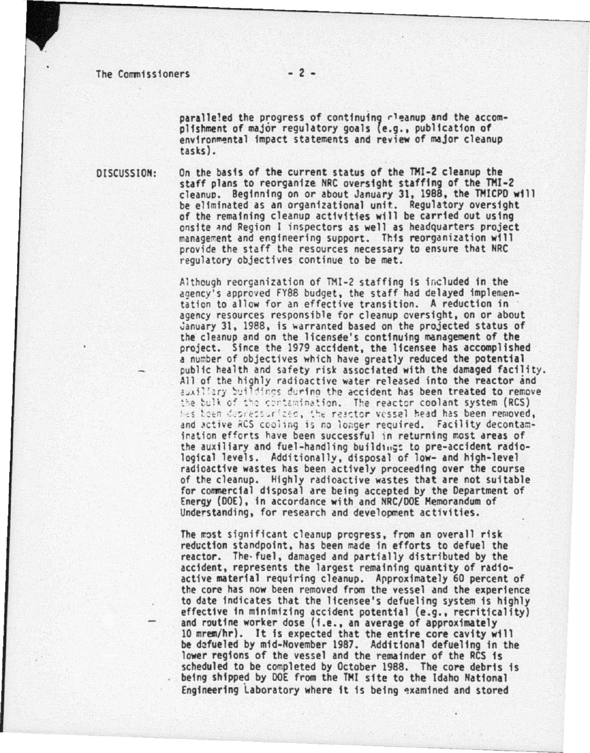paralleled the progress of continuing cleanup and the accomplishment of major regulatory goals (e.g., publication of environmental impact statements and review of major cleanup tasks).

DISCUSSION: On the basis of the current status of the TMI-2 cleanup the staff plans to reorganize NRC oversight staffing of the TMI-2 cleanup. Beginning on or about January 31, 1988, the TMICPD will be eliminated as an organizational unit. Regulatory oversight of the remaining cleanup activities will be carried out using onsite and Region I inspectors as well as headquarters project management and engineering support. This reorganization will provide the staff the resources necessary to ensure that NRC regulatory objectives continue to be met.

Although reorganization of TMI-2 staffing is included in the agency's approved FY88 budget, the staff had delayed implementation to allow for an effective transition. A reduction in agency resources responsible for cleanup oversight, on or about January 31, 1988, is warranted based on the projected status of the cleanup and on the licensee's continuing management of the project. Since the 1979 accident, the licensee has accomplished a number of objectives which have greatly reduced the potential public health and safety risk associated with the damaged facility. All of the highly radioactive water released into the reactor and auxiliary buildings during the accident has been treated to remove the bulk of the contamination. The reactor coolant system (RCS) has been depressurized, the reactor vessel head has been removed, and active RCS cooling is no longer required. Facility decontamination efforts have been successful in returning most areas of the auxiliary and fuel-handling buildings to pre-accident radiological levels. Additionally, disposal of low- and high-level radioactive wastes has been actively proceeding over the course of the cleanup. Highly radioactive wastes that are not suitable for commercial disposal are being accepted by the Department of Energy (DOE), in accordance with and NRC/DOE Memorandum of Understanding, for research and development activities.

The most significant cleanup progress, from an overall risk reduction standpoint, has been made in efforts to defuel the reactor. The fuel, damaged and partially distributed by the accident, represents the largest remaining quantity of radioactive material requiring cleanup. Approximately 60 percent of the core has now been removed from the vessel and the experience to date indicates that the licensee's defueling system is highly effective in minimizing accident potential (e.g., recriticality) and routine worker dose (i.e., an average of approximately 10 mrem/hr). It is expected that the entire core cavity will be defueled by mid-November 1987. Additional defueling in the lower regions of the vessel and the remainder of the RCS is scheduled to be completed by October 1988. The core debris is being shipped by DOE from the TMI site to the Idaho National Engineering Laboratory where it is being examined and stored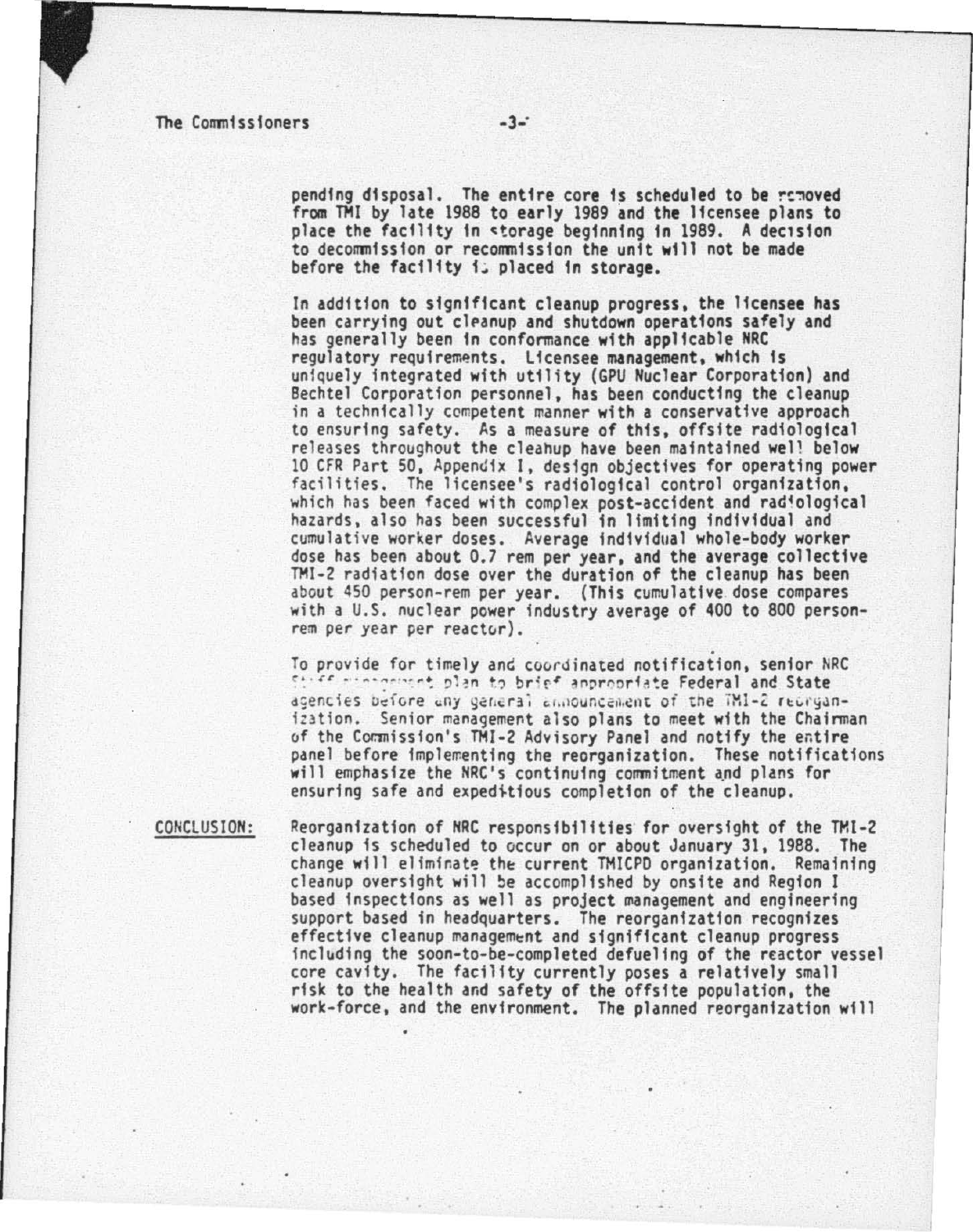pending disposal. The entire core is scheduled to be removed from TMI by late 1988 to early 1989 and the licensee plans to place the facility in storage beginning in 1989. A decision to decommission or recommission the unit will not be made before the facility is placed in storage.

In addition to significant cleanup progress, the licensee has been carrying out cleanup and shutdown operations safely and has generally been in conformance with applicable NRC regulatory requirements. Licensee management, which is uniquely integrated with utility (GPU Nuclear Corporation) and Bechtel Corporation personnel, has been conducting the cleanup in a technically competent manner with a conservative approach to ensuring safety. As a measure of this, offsite radiological releases throughout the cleanup have been maintained well below 10 CFR Part 50, Appendix I, design objectives for operating power facilities. The licensee's radiological control organization, which has been faced with complex post-accident and radiological hazards, also has been successful in limiting individual and cumulative worker doses. Average individual whole-body worker dose has been about 0.7 rem per year, and the average collective TMI-2 radiation dose over the duration of the cleanup has been about 450 person-rem per year. (This cumulative dose compares with a U.S. nuclear power industry average of 400 to 800 person-rem per year per reactor).

To provide for timely and coordinated notification, senior NRC Staff management plan to brief appropriate Federal and State agencies before any general announcement of the TMI-2 reorganization. Senior management also plans to meet with the Chairman of the Commission's TMI-2 Advisory Panel and notify the entire panel before implementing the reorganization. These notifications will emphasize the NRC's continuing commitment and plans for ensuring safe and expeditious completion of the cleanup.

CONCLUSION: Reorganization of NRC responsibilities for oversight of the TMI-2 cleanup is scheduled to occur on or about January 31, 1988. The change will eliminate the current TMICPD organization. Remaining cleanup oversight will be accomplished by onsite and Region I based inspections as well as project management and engineering support based in headquarters. The reorganization recognizes effective cleanup management and significant cleanup progress including the soon-to-be-completed defueling of the reactor vessel core cavity. The facility currently poses a relatively small risk to the health and safety of the offsite population, the work-force, and the environment. The planned reorganization will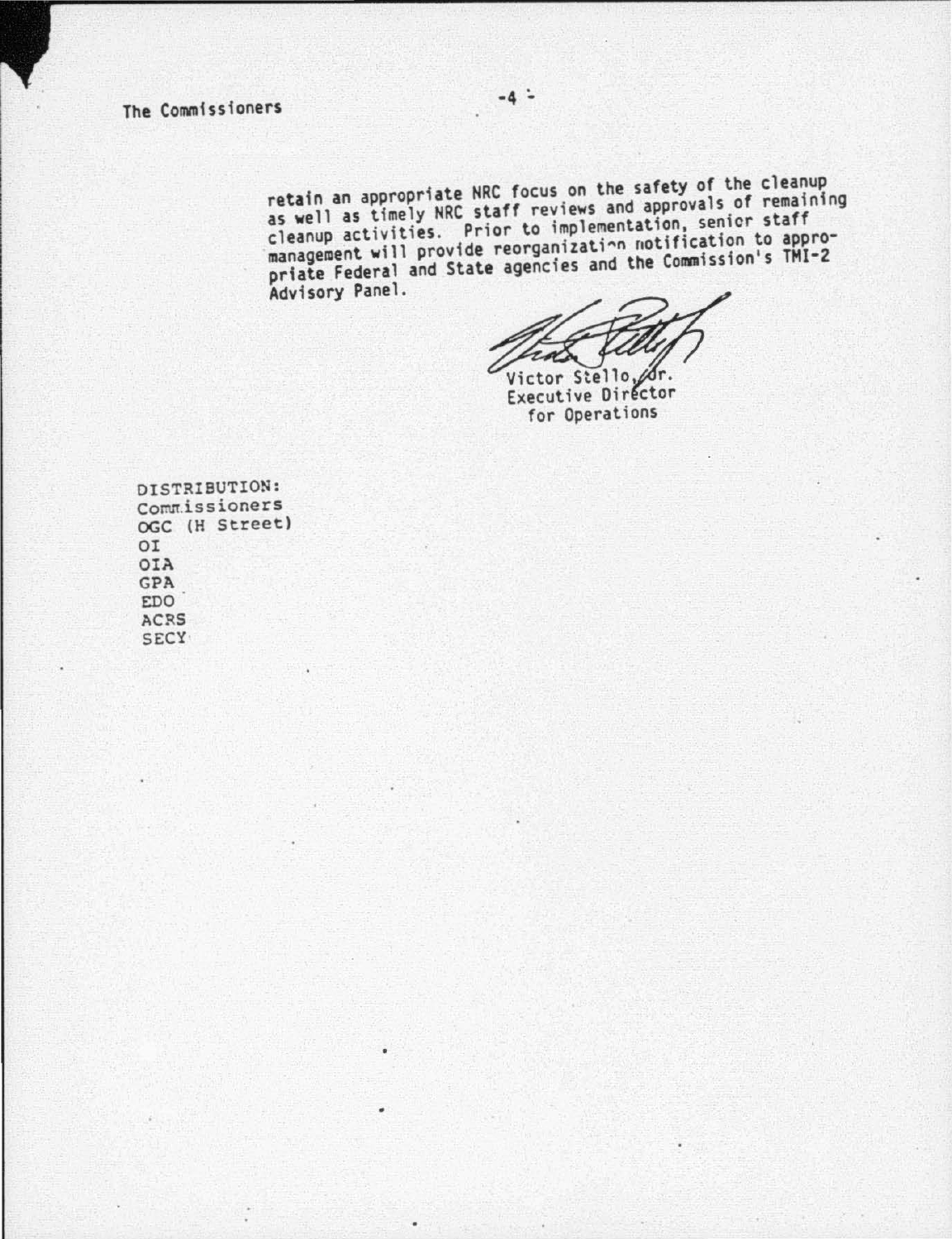retain an appropriate NRC focus on the safety of the cleanup as well as timely NRC staff reviews and approvals of remaining cleanup activities. Prior to implementation, senior staff management will provide reorganization notification to appropriate Federal and State agencies and the Commission's TMI-2 Advisory Panel.

Victor Stello, Jr.
Executive Director
for Operations

DISTRIBUTION:
Commissioners
OGC (H Street)
OI
OIA
GPA
EDO
ACRS
SECY